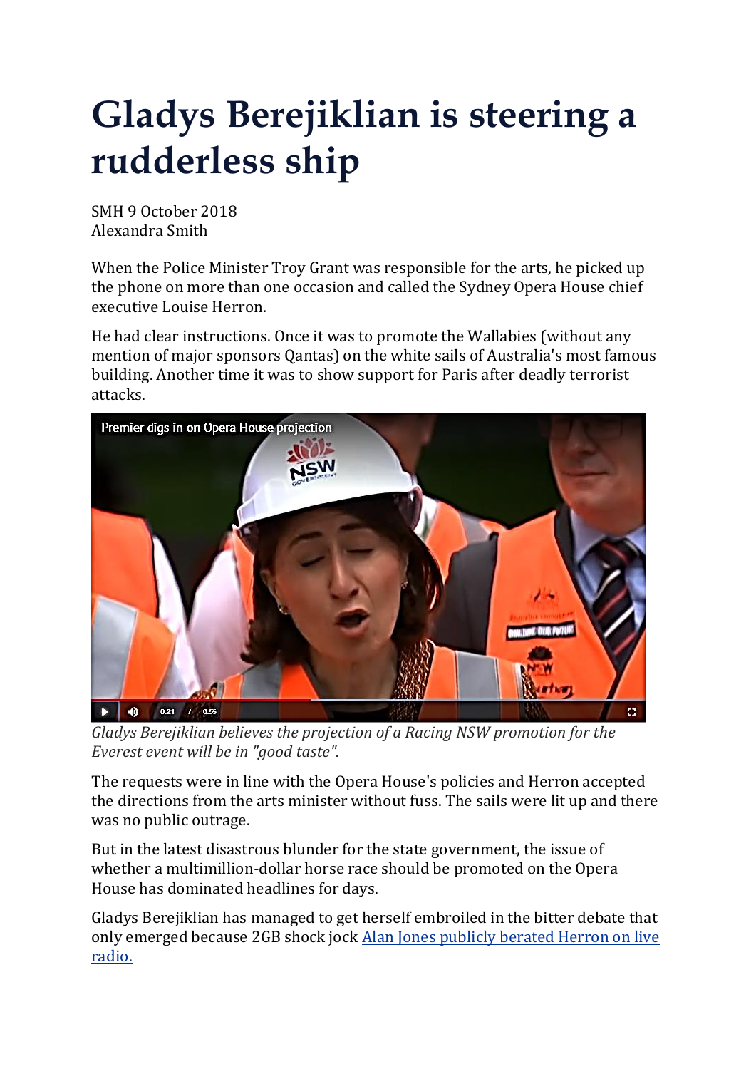# Gladys Berejiklian is steering a rudderless ship

SMH 9 October 2018
Alexandra Smith

When the Police Minister Troy Grant was responsible for the arts, he picked up the phone on more than one occasion and called the Sydney Opera House chief executive Louise Herron.

He had clear instructions. Once it was to promote the Wallabies (without any mention of major sponsors Qantas) on the white sails of Australia's most famous building. Another time it was to show support for Paris after deadly terrorist attacks.

*Gladys Berejiklian believes the projection of a Racing NSW promotion for the Everest event will be in "good taste".*

The requests were in line with the Opera House's policies and Herron accepted the directions from the arts minister without fuss. The sails were lit up and there was no public outrage.

But in the latest disastrous blunder for the state government, the issue of whether a multimillion-dollar horse race should be promoted on the Opera House has dominated headlines for days.

Gladys Berejiklian has managed to get herself embroiled in the bitter debate that only emerged because 2GB shock jock Alan Jones publicly berated Herron on live radio.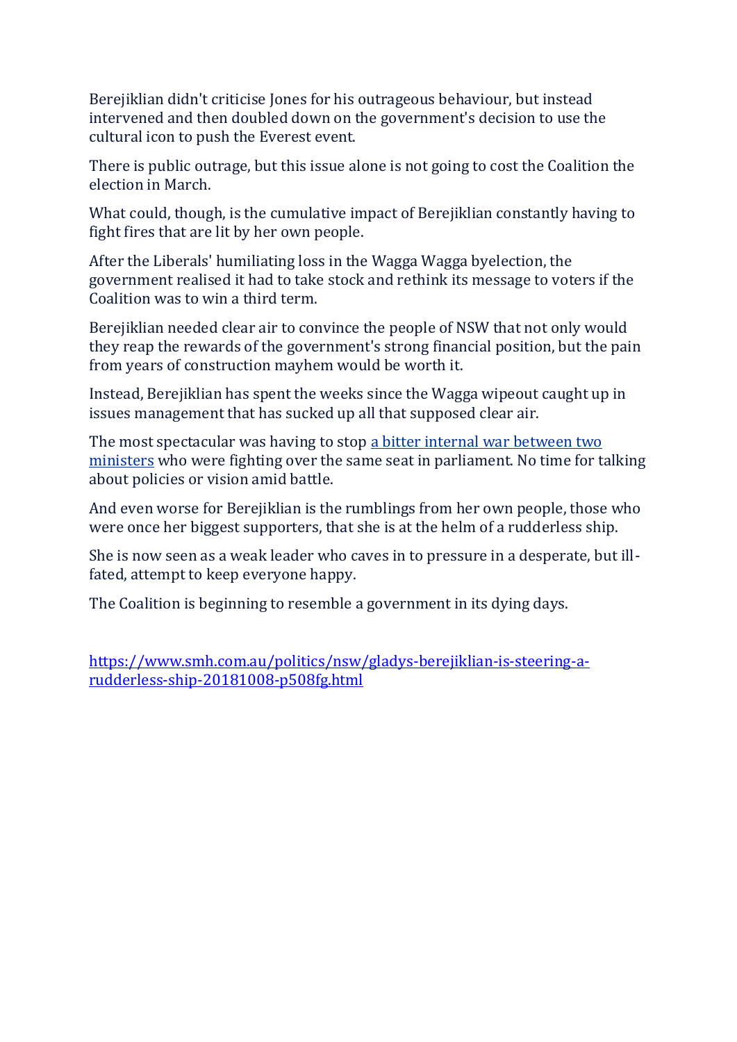Berejiklian didn't criticise Jones for his outrageous behaviour, but instead intervened and then doubled down on the government's decision to use the cultural icon to push the Everest event.

There is public outrage, but this issue alone is not going to cost the Coalition the election in March.

What could, though, is the cumulative impact of Berejiklian constantly having to fight fires that are lit by her own people.

After the Liberals' humiliating loss in the Wagga Wagga byelection, the government realised it had to take stock and rethink its message to voters if the Coalition was to win a third term.

Berejiklian needed clear air to convince the people of NSW that not only would they reap the rewards of the government's strong financial position, but the pain from years of construction mayhem would be worth it.

Instead, Berejiklian has spent the weeks since the Wagga wipeout caught up in issues management that has sucked up all that supposed clear air.

The most spectacular was having to stop a bitter internal war between two ministers who were fighting over the same seat in parliament. No time for talking about policies or vision amid battle.

And even worse for Berejiklian is the rumblings from her own people, those who were once her biggest supporters, that she is at the helm of a rudderless ship.

She is now seen as a weak leader who caves in to pressure in a desperate, but ill-fated, attempt to keep everyone happy.

The Coalition is beginning to resemble a government in its dying days.

https://www.smh.com.au/politics/nsw/gladys-berejiklian-is-steering-a-rudderless-ship-20181008-p508fg.html